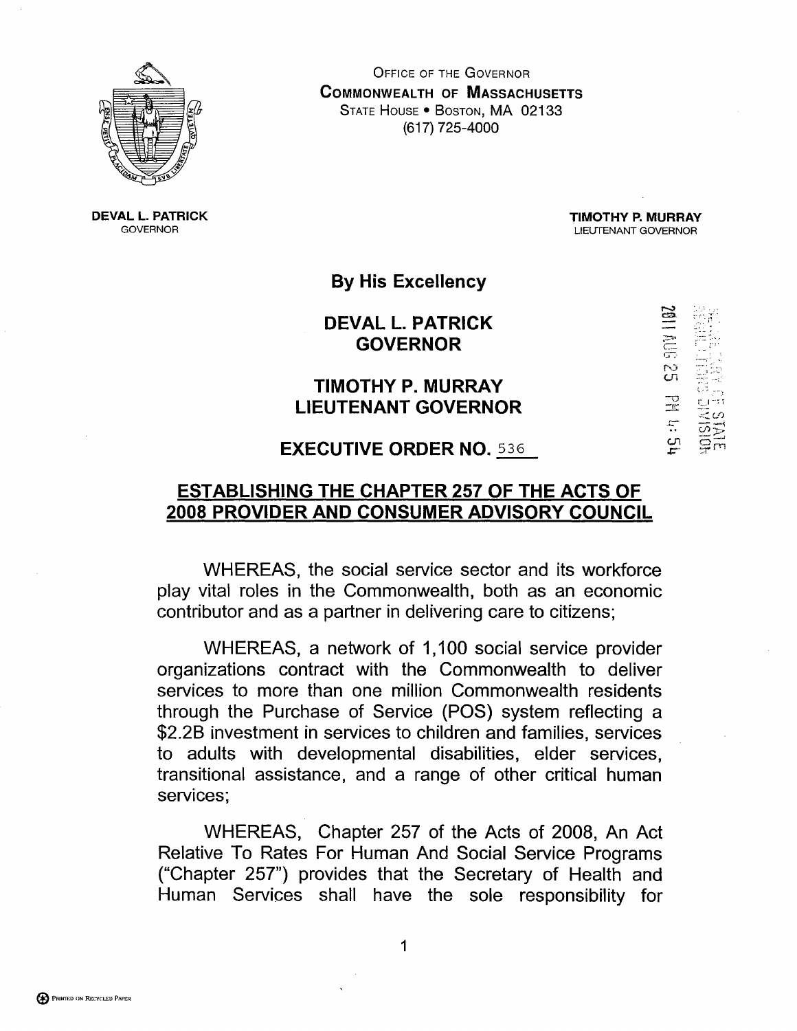OFFICE OF THE GOVERNOR
**COMMONWEALTH OF MASSACHUSETTS**
STATE HOUSE • BOSTON, MA 02133
(617) 725-4000

**DEVAL L. PATRICK**
GOVERNOR

**TIMOTHY P. MURRAY**
LIEUTENANT GOVERNOR

**By His Excellency**

**DEVAL L. PATRICK**
**GOVERNOR**

**TIMOTHY P. MURRAY**
**LIEUTENANT GOVERNOR**

2011 AUG 25 PM 4:54

**EXECUTIVE ORDER NO.** 536

## ESTABLISHING THE CHAPTER 257 OF THE ACTS OF 2008 PROVIDER AND CONSUMER ADVISORY COUNCIL

WHEREAS, the social service sector and its workforce play vital roles in the Commonwealth, both as an economic contributor and as a partner in delivering care to citizens;

WHEREAS, a network of 1,100 social service provider organizations contract with the Commonwealth to deliver services to more than one million Commonwealth residents through the Purchase of Service (POS) system reflecting a $2.2B investment in services to children and families, services to adults with developmental disabilities, elder services, transitional assistance, and a range of other critical human services;

WHEREAS, Chapter 257 of the Acts of 2008, An Act Relative To Rates For Human And Social Service Programs ("Chapter 257") provides that the Secretary of Health and Human Services shall have the sole responsibility for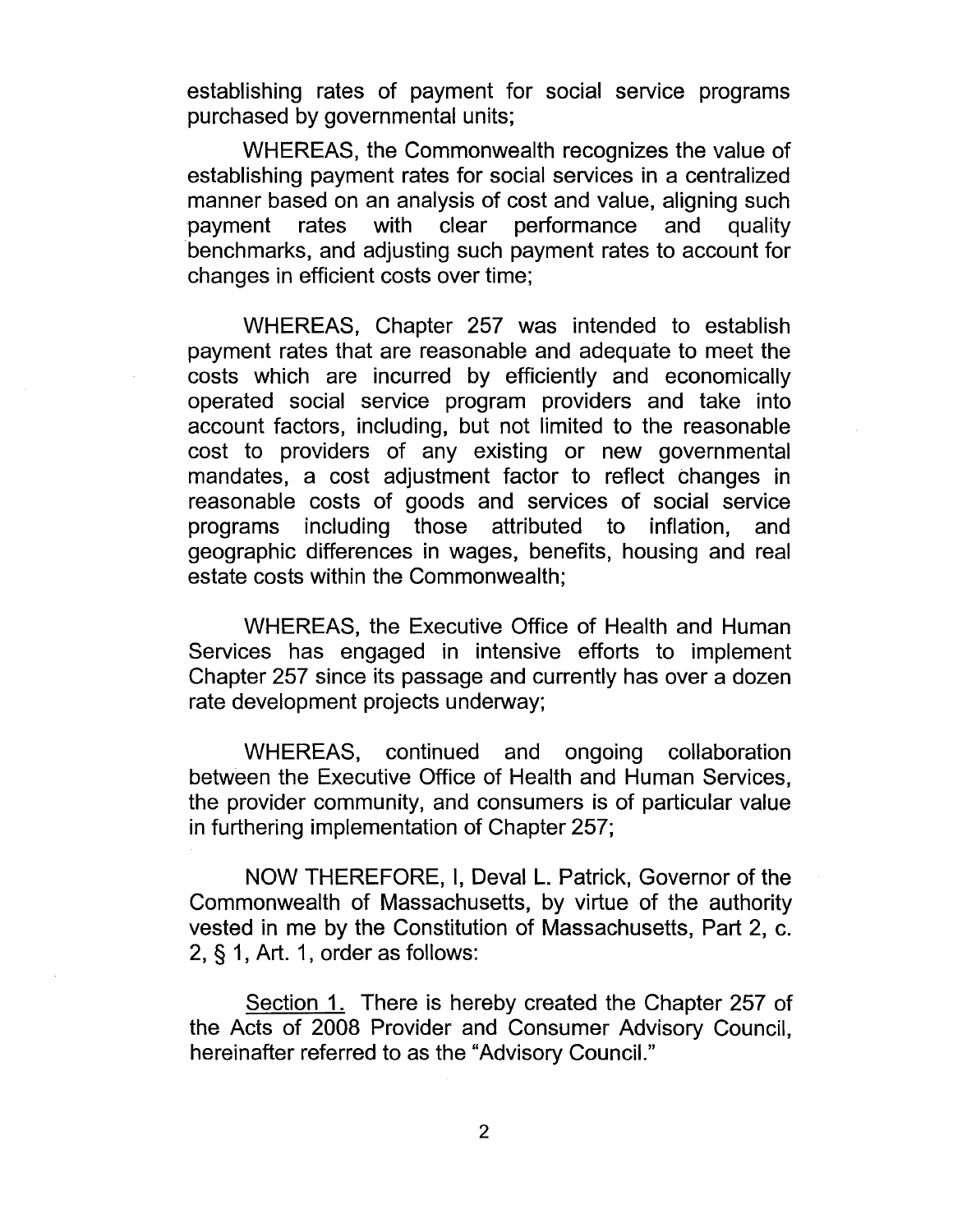establishing rates of payment for social service programs purchased by governmental units;

WHEREAS, the Commonwealth recognizes the value of establishing payment rates for social services in a centralized manner based on an analysis of cost and value, aligning such payment rates with clear performance and quality benchmarks, and adjusting such payment rates to account for changes in efficient costs over time;

WHEREAS, Chapter 257 was intended to establish payment rates that are reasonable and adequate to meet the costs which are incurred by efficiently and economically operated social service program providers and take into account factors, including, but not limited to the reasonable cost to providers of any existing or new governmental mandates, a cost adjustment factor to reflect changes in reasonable costs of goods and services of social service programs including those attributed to inflation, and geographic differences in wages, benefits, housing and real estate costs within the Commonwealth;

WHEREAS, the Executive Office of Health and Human Services has engaged in intensive efforts to implement Chapter 257 since its passage and currently has over a dozen rate development projects underway;

WHEREAS, continued and ongoing collaboration between the Executive Office of Health and Human Services, the provider community, and consumers is of particular value in furthering implementation of Chapter 257;

NOW THEREFORE, I, Deval L. Patrick, Governor of the Commonwealth of Massachusetts, by virtue of the authority vested in me by the Constitution of Massachusetts, Part 2, c. 2, § 1, Art. 1, order as follows:

<u>Section 1.</u> There is hereby created the Chapter 257 of the Acts of 2008 Provider and Consumer Advisory Council, hereinafter referred to as the "Advisory Council."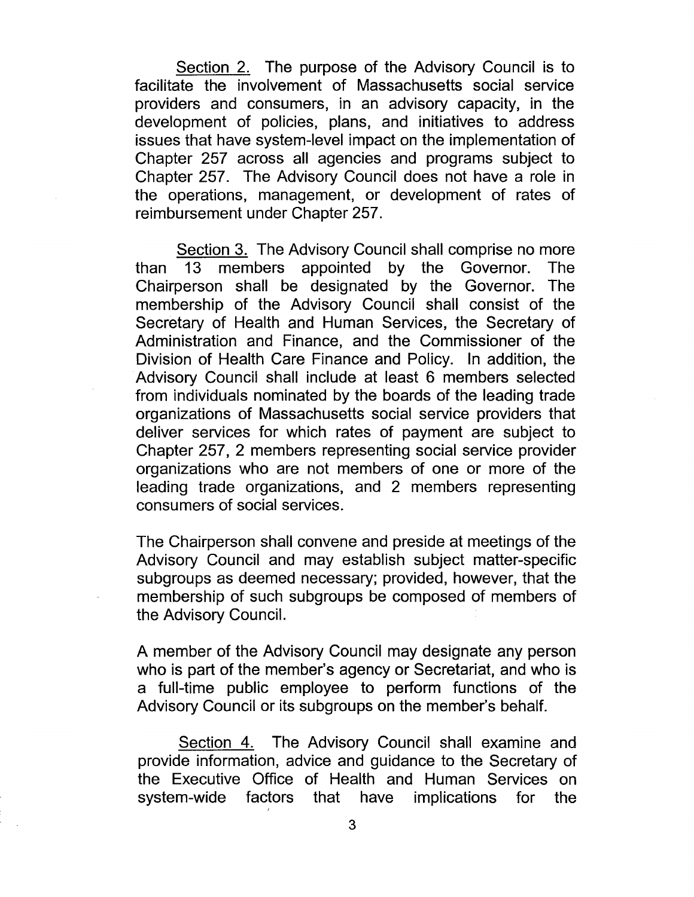Section 2. The purpose of the Advisory Council is to facilitate the involvement of Massachusetts social service providers and consumers, in an advisory capacity, in the development of policies, plans, and initiatives to address issues that have system-level impact on the implementation of Chapter 257 across all agencies and programs subject to Chapter 257. The Advisory Council does not have a role in the operations, management, or development of rates of reimbursement under Chapter 257.

Section 3. The Advisory Council shall comprise no more than 13 members appointed by the Governor. The Chairperson shall be designated by the Governor. The membership of the Advisory Council shall consist of the Secretary of Health and Human Services, the Secretary of Administration and Finance, and the Commissioner of the Division of Health Care Finance and Policy. In addition, the Advisory Council shall include at least 6 members selected from individuals nominated by the boards of the leading trade organizations of Massachusetts social service providers that deliver services for which rates of payment are subject to Chapter 257, 2 members representing social service provider organizations who are not members of one or more of the leading trade organizations, and 2 members representing consumers of social services.

The Chairperson shall convene and preside at meetings of the Advisory Council and may establish subject matter-specific subgroups as deemed necessary; provided, however, that the membership of such subgroups be composed of members of the Advisory Council.

A member of the Advisory Council may designate any person who is part of the member's agency or Secretariat, and who is a full-time public employee to perform functions of the Advisory Council or its subgroups on the member's behalf.

Section 4. The Advisory Council shall examine and provide information, advice and guidance to the Secretary of the Executive Office of Health and Human Services on system-wide factors that have implications for the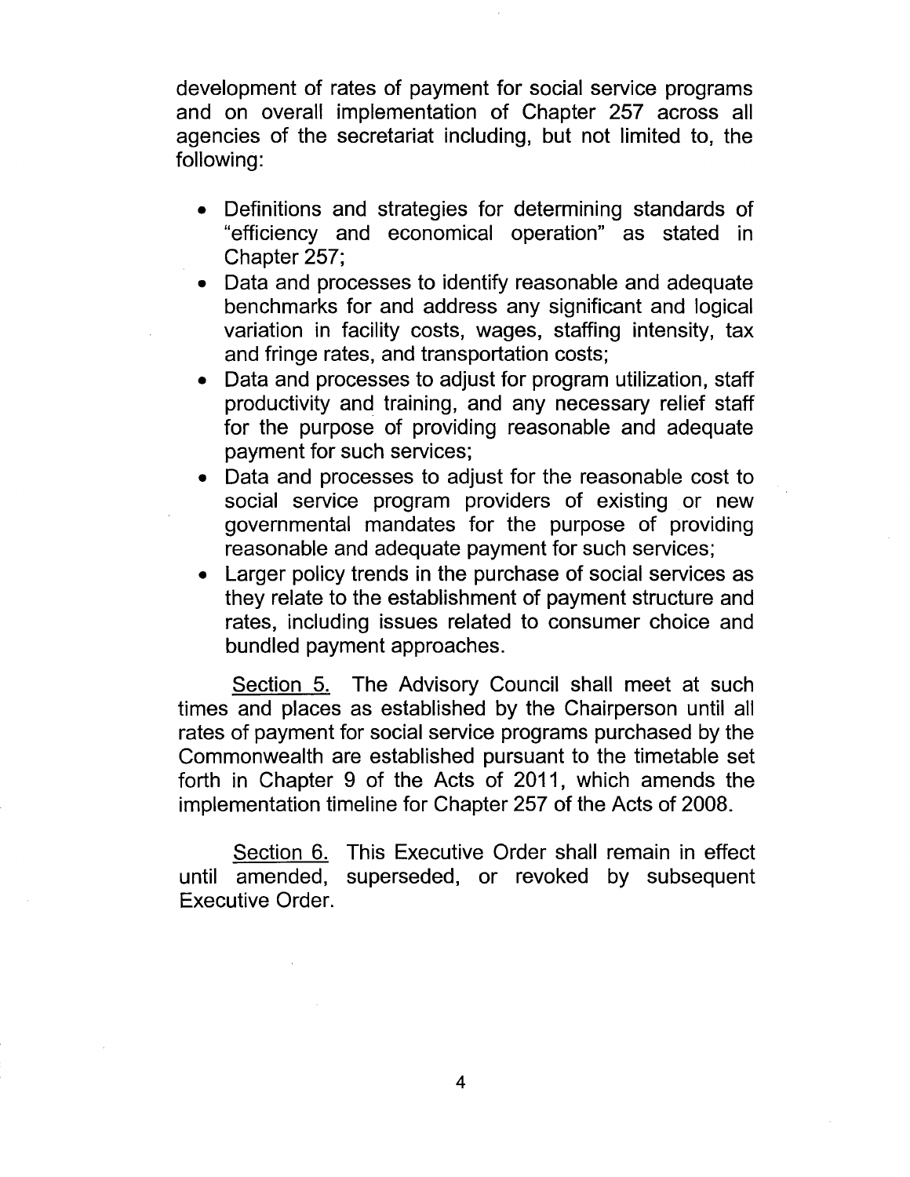development of rates of payment for social service programs and on overall implementation of Chapter 257 across all agencies of the secretariat including, but not limited to, the following:

- Definitions and strategies for determining standards of "efficiency and economical operation" as stated in Chapter 257;
- Data and processes to identify reasonable and adequate benchmarks for and address any significant and logical variation in facility costs, wages, staffing intensity, tax and fringe rates, and transportation costs;
- Data and processes to adjust for program utilization, staff productivity and training, and any necessary relief staff for the purpose of providing reasonable and adequate payment for such services;
- Data and processes to adjust for the reasonable cost to social service program providers of existing or new governmental mandates for the purpose of providing reasonable and adequate payment for such services;
- Larger policy trends in the purchase of social services as they relate to the establishment of payment structure and rates, including issues related to consumer choice and bundled payment approaches.

<u>Section 5.</u> The Advisory Council shall meet at such times and places as established by the Chairperson until all rates of payment for social service programs purchased by the Commonwealth are established pursuant to the timetable set forth in Chapter 9 of the Acts of 2011, which amends the implementation timeline for Chapter 257 of the Acts of 2008.

<u>Section 6.</u> This Executive Order shall remain in effect until amended, superseded, or revoked by subsequent Executive Order.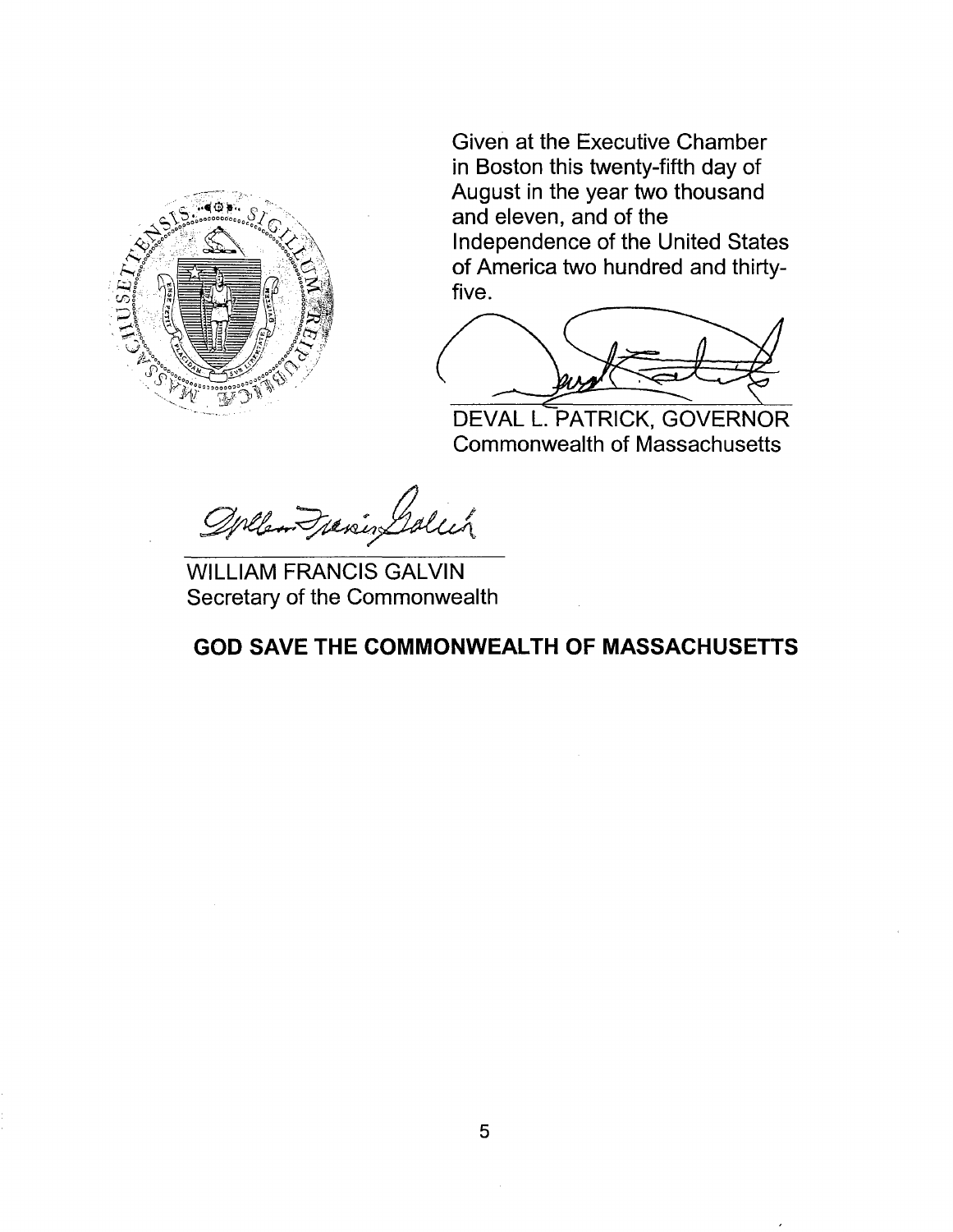Given at the Executive Chamber in Boston this twenty-fifth day of August in the year two thousand and eleven, and of the Independence of the United States of America two hundred and thirty-five.

DEVAL L. PATRICK, GOVERNOR
Commonwealth of Massachusetts

WILLIAM FRANCIS GALVIN
Secretary of the Commonwealth

**GOD SAVE THE COMMONWEALTH OF MASSACHUSETTS**